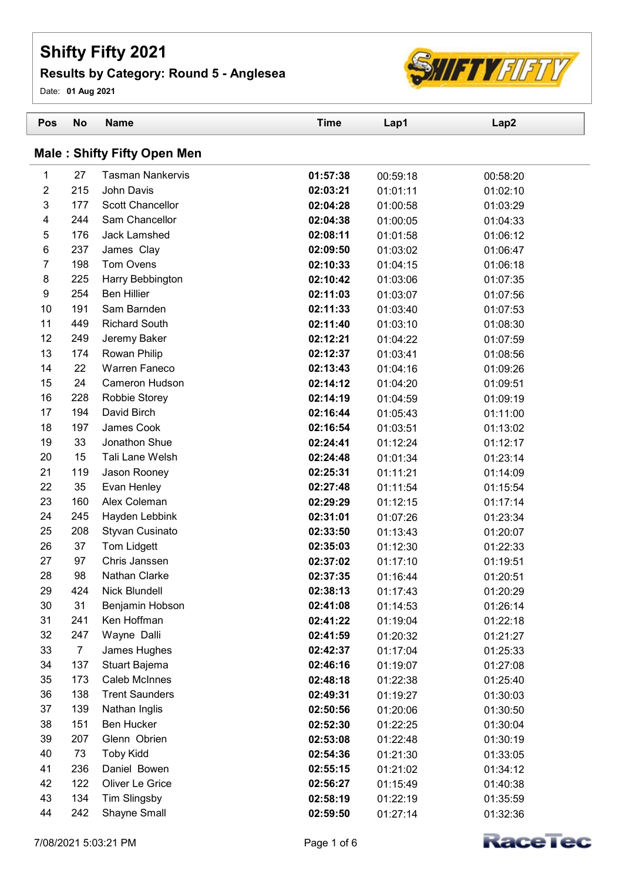# Shifty Fifty 2021

## Results by Category: Round 5 - Anglesea

Date: **01 Aug 2021**

## Male : Shifty Fifty Open Men

| Pos | No | Name | Time | Lap1 | Lap2 |
|---|---|---|---|---|---|
| 1 | 27 | Tasman Nankervis | **01:57:38** | 00:59:18 | 00:58:20 |
| 2 | 215 | John Davis | **02:03:21** | 01:01:11 | 01:02:10 |
| 3 | 177 | Scott Chancellor | **02:04:28** | 01:00:58 | 01:03:29 |
| 4 | 244 | Sam Chancellor | **02:04:38** | 01:00:05 | 01:04:33 |
| 5 | 176 | Jack Lamshed | **02:08:11** | 01:01:58 | 01:06:12 |
| 6 | 237 | James  Clay | **02:09:50** | 01:03:02 | 01:06:47 |
| 7 | 198 | Tom Ovens | **02:10:33** | 01:04:15 | 01:06:18 |
| 8 | 225 | Harry Bebbington | **02:10:42** | 01:03:06 | 01:07:35 |
| 9 | 254 | Ben Hillier | **02:11:03** | 01:03:07 | 01:07:56 |
| 10 | 191 | Sam Barnden | **02:11:33** | 01:03:40 | 01:07:53 |
| 11 | 449 | Richard South | **02:11:40** | 01:03:10 | 01:08:30 |
| 12 | 249 | Jeremy Baker | **02:12:21** | 01:04:22 | 01:07:59 |
| 13 | 174 | Rowan Philip | **02:12:37** | 01:03:41 | 01:08:56 |
| 14 | 22 | Warren Faneco | **02:13:43** | 01:04:16 | 01:09:26 |
| 15 | 24 | Cameron Hudson | **02:14:12** | 01:04:20 | 01:09:51 |
| 16 | 228 | Robbie Storey | **02:14:19** | 01:04:59 | 01:09:19 |
| 17 | 194 | David Birch | **02:16:44** | 01:05:43 | 01:11:00 |
| 18 | 197 | James Cook | **02:16:54** | 01:03:51 | 01:13:02 |
| 19 | 33 | Jonathon Shue | **02:24:41** | 01:12:24 | 01:12:17 |
| 20 | 15 | Tali Lane Welsh | **02:24:48** | 01:01:34 | 01:23:14 |
| 21 | 119 | Jason Rooney | **02:25:31** | 01:11:21 | 01:14:09 |
| 22 | 35 | Evan Henley | **02:27:48** | 01:11:54 | 01:15:54 |
| 23 | 160 | Alex Coleman | **02:29:29** | 01:12:15 | 01:17:14 |
| 24 | 245 | Hayden Lebbink | **02:31:01** | 01:07:26 | 01:23:34 |
| 25 | 208 | Styvan Cusinato | **02:33:50** | 01:13:43 | 01:20:07 |
| 26 | 37 | Tom Lidgett | **02:35:03** | 01:12:30 | 01:22:33 |
| 27 | 97 | Chris Janssen | **02:37:02** | 01:17:10 | 01:19:51 |
| 28 | 98 | Nathan Clarke | **02:37:35** | 01:16:44 | 01:20:51 |
| 29 | 424 | Nick Blundell | **02:38:13** | 01:17:43 | 01:20:29 |
| 30 | 31 | Benjamin Hobson | **02:41:08** | 01:14:53 | 01:26:14 |
| 31 | 241 | Ken Hoffman | **02:41:22** | 01:19:04 | 01:22:18 |
| 32 | 247 | Wayne  Dalli | **02:41:59** | 01:20:32 | 01:21:27 |
| 33 | 7 | James Hughes | **02:42:37** | 01:17:04 | 01:25:33 |
| 34 | 137 | Stuart Bajema | **02:46:16** | 01:19:07 | 01:27:08 |
| 35 | 173 | Caleb McInnes | **02:48:18** | 01:22:38 | 01:25:40 |
| 36 | 138 | Trent Saunders | **02:49:31** | 01:19:27 | 01:30:03 |
| 37 | 139 | Nathan Inglis | **02:50:56** | 01:20:06 | 01:30:50 |
| 38 | 151 | Ben Hucker | **02:52:30** | 01:22:25 | 01:30:04 |
| 39 | 207 | Glenn  Obrien | **02:53:08** | 01:22:48 | 01:30:19 |
| 40 | 73 | Toby Kidd | **02:54:36** | 01:21:30 | 01:33:05 |
| 41 | 236 | Daniel  Bowen | **02:55:15** | 01:21:02 | 01:34:12 |
| 42 | 122 | Oliver Le Grice | **02:56:27** | 01:15:49 | 01:40:38 |
| 43 | 134 | Tim Slingsby | **02:58:19** | 01:22:19 | 01:35:59 |
| 44 | 242 | Shayne Small | **02:59:50** | 01:27:14 | 01:32:36 |

7/08/2021 5:03:21 PM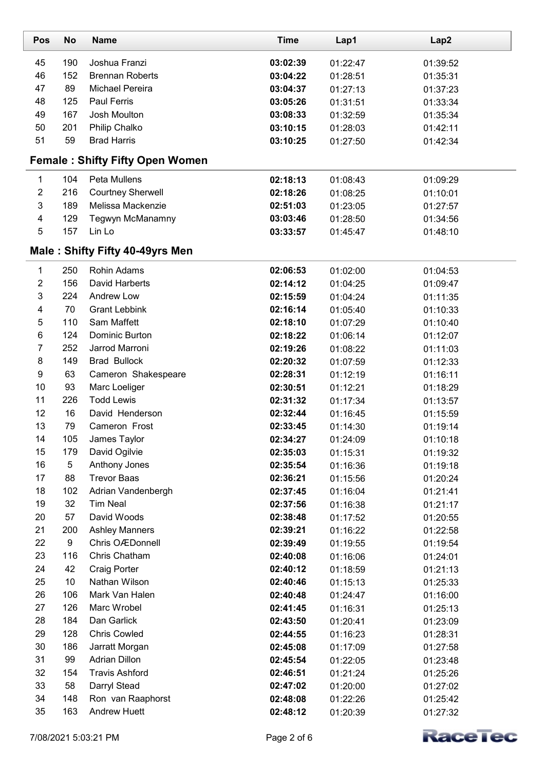| Pos | No | Name | Time | Lap1 | Lap2 |
|---|---|---|---|---|---|
| 45 | 190 | Joshua Franzi | **03:02:39** | 01:22:47 | 01:39:52 |
| 46 | 152 | Brennan Roberts | **03:04:22** | 01:28:51 | 01:35:31 |
| 47 | 89 | Michael Pereira | **03:04:37** | 01:27:13 | 01:37:23 |
| 48 | 125 | Paul Ferris | **03:05:26** | 01:31:51 | 01:33:34 |
| 49 | 167 | Josh Moulton | **03:08:33** | 01:32:59 | 01:35:34 |
| 50 | 201 | Philip Chalko | **03:10:15** | 01:28:03 | 01:42:11 |
| 51 | 59 | Brad Harris | **03:10:25** | 01:27:50 | 01:42:34 |

## Female : Shifty Fifty Open Women

| Pos | No | Name | Time | Lap1 | Lap2 |
|---|---|---|---|---|---|
| 1 | 104 | Peta Mullens | **02:18:13** | 01:08:43 | 01:09:29 |
| 2 | 216 | Courtney Sherwell | **02:18:26** | 01:08:25 | 01:10:01 |
| 3 | 189 | Melissa Mackenzie | **02:51:03** | 01:23:05 | 01:27:57 |
| 4 | 129 | Tegwyn McManamny | **03:03:46** | 01:28:50 | 01:34:56 |
| 5 | 157 | Lin Lo | **03:33:57** | 01:45:47 | 01:48:10 |

## Male : Shifty Fifty 40-49yrs Men

| Pos | No | Name | Time | Lap1 | Lap2 |
|---|---|---|---|---|---|
| 1 | 250 | Rohin Adams | **02:06:53** | 01:02:00 | 01:04:53 |
| 2 | 156 | David Harberts | **02:14:12** | 01:04:25 | 01:09:47 |
| 3 | 224 | Andrew Low | **02:15:59** | 01:04:24 | 01:11:35 |
| 4 | 70 | Grant Lebbink | **02:16:14** | 01:05:40 | 01:10:33 |
| 5 | 110 | Sam Maffett | **02:18:10** | 01:07:29 | 01:10:40 |
| 6 | 124 | Dominic Burton | **02:18:22** | 01:06:14 | 01:12:07 |
| 7 | 252 | Jarrod Marroni | **02:19:26** | 01:08:22 | 01:11:03 |
| 8 | 149 | Brad Bullock | **02:20:32** | 01:07:59 | 01:12:33 |
| 9 | 63 | Cameron Shakespeare | **02:28:31** | 01:12:19 | 01:16:11 |
| 10 | 93 | Marc Loeliger | **02:30:51** | 01:12:21 | 01:18:29 |
| 11 | 226 | Todd Lewis | **02:31:32** | 01:17:34 | 01:13:57 |
| 12 | 16 | David Henderson | **02:32:44** | 01:16:45 | 01:15:59 |
| 13 | 79 | Cameron Frost | **02:33:45** | 01:14:30 | 01:19:14 |
| 14 | 105 | James Taylor | **02:34:27** | 01:24:09 | 01:10:18 |
| 15 | 179 | David Ogilvie | **02:35:03** | 01:15:31 | 01:19:32 |
| 16 | 5 | Anthony Jones | **02:35:54** | 01:16:36 | 01:19:18 |
| 17 | 88 | Trevor Baas | **02:36:21** | 01:15:56 | 01:20:24 |
| 18 | 102 | Adrian Vandenbergh | **02:37:45** | 01:16:04 | 01:21:41 |
| 19 | 32 | Tim Neal | **02:37:56** | 01:16:38 | 01:21:17 |
| 20 | 57 | David Woods | **02:38:48** | 01:17:52 | 01:20:55 |
| 21 | 200 | Ashley Manners | **02:39:21** | 01:16:22 | 01:22:58 |
| 22 | 9 | Chris OÆDonnell | **02:39:49** | 01:19:55 | 01:19:54 |
| 23 | 116 | Chris Chatham | **02:40:08** | 01:16:06 | 01:24:01 |
| 24 | 42 | Craig Porter | **02:40:12** | 01:18:59 | 01:21:13 |
| 25 | 10 | Nathan Wilson | **02:40:46** | 01:15:13 | 01:25:33 |
| 26 | 106 | Mark Van Halen | **02:40:48** | 01:24:47 | 01:16:00 |
| 27 | 126 | Marc Wrobel | **02:41:45** | 01:16:31 | 01:25:13 |
| 28 | 184 | Dan Garlick | **02:43:50** | 01:20:41 | 01:23:09 |
| 29 | 128 | Chris Cowled | **02:44:55** | 01:16:23 | 01:28:31 |
| 30 | 186 | Jarratt Morgan | **02:45:08** | 01:17:09 | 01:27:58 |
| 31 | 99 | Adrian Dillon | **02:45:54** | 01:22:05 | 01:23:48 |
| 32 | 154 | Travis Ashford | **02:46:51** | 01:21:24 | 01:25:26 |
| 33 | 58 | Darryl Stead | **02:47:02** | 01:20:00 | 01:27:02 |
| 34 | 148 | Ron van Raaphorst | **02:48:08** | 01:22:26 | 01:25:42 |
| 35 | 163 | Andrew Huett | **02:48:12** | 01:20:39 | 01:27:32 |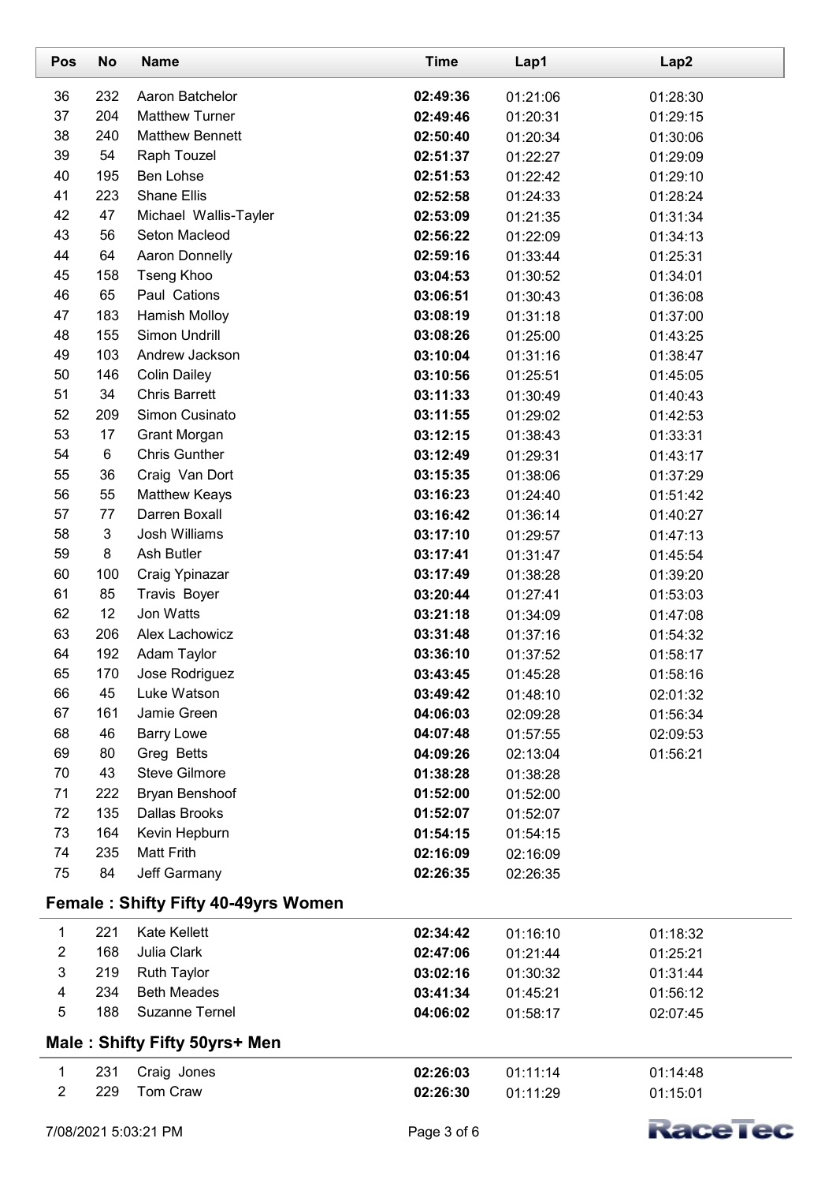| Pos | No | Name | Time | Lap1 | Lap2 |
|---|---|---|---|---|---|
| 36 | 232 | Aaron Batchelor | **02:49:36** | 01:21:06 | 01:28:30 |
| 37 | 204 | Matthew Turner | **02:49:46** | 01:20:31 | 01:29:15 |
| 38 | 240 | Matthew Bennett | **02:50:40** | 01:20:34 | 01:30:06 |
| 39 | 54 | Raph Touzel | **02:51:37** | 01:22:27 | 01:29:09 |
| 40 | 195 | Ben Lohse | **02:51:53** | 01:22:42 | 01:29:10 |
| 41 | 223 | Shane Ellis | **02:52:58** | 01:24:33 | 01:28:24 |
| 42 | 47 | Michael Wallis-Tayler | **02:53:09** | 01:21:35 | 01:31:34 |
| 43 | 56 | Seton Macleod | **02:56:22** | 01:22:09 | 01:34:13 |
| 44 | 64 | Aaron Donnelly | **02:59:16** | 01:33:44 | 01:25:31 |
| 45 | 158 | Tseng Khoo | **03:04:53** | 01:30:52 | 01:34:01 |
| 46 | 65 | Paul Cations | **03:06:51** | 01:30:43 | 01:36:08 |
| 47 | 183 | Hamish Molloy | **03:08:19** | 01:31:18 | 01:37:00 |
| 48 | 155 | Simon Undrill | **03:08:26** | 01:25:00 | 01:43:25 |
| 49 | 103 | Andrew Jackson | **03:10:04** | 01:31:16 | 01:38:47 |
| 50 | 146 | Colin Dailey | **03:10:56** | 01:25:51 | 01:45:05 |
| 51 | 34 | Chris Barrett | **03:11:33** | 01:30:49 | 01:40:43 |
| 52 | 209 | Simon Cusinato | **03:11:55** | 01:29:02 | 01:42:53 |
| 53 | 17 | Grant Morgan | **03:12:15** | 01:38:43 | 01:33:31 |
| 54 | 6 | Chris Gunther | **03:12:49** | 01:29:31 | 01:43:17 |
| 55 | 36 | Craig Van Dort | **03:15:35** | 01:38:06 | 01:37:29 |
| 56 | 55 | Matthew Keays | **03:16:23** | 01:24:40 | 01:51:42 |
| 57 | 77 | Darren Boxall | **03:16:42** | 01:36:14 | 01:40:27 |
| 58 | 3 | Josh Williams | **03:17:10** | 01:29:57 | 01:47:13 |
| 59 | 8 | Ash Butler | **03:17:41** | 01:31:47 | 01:45:54 |
| 60 | 100 | Craig Ypinazar | **03:17:49** | 01:38:28 | 01:39:20 |
| 61 | 85 | Travis Boyer | **03:20:44** | 01:27:41 | 01:53:03 |
| 62 | 12 | Jon Watts | **03:21:18** | 01:34:09 | 01:47:08 |
| 63 | 206 | Alex Lachowicz | **03:31:48** | 01:37:16 | 01:54:32 |
| 64 | 192 | Adam Taylor | **03:36:10** | 01:37:52 | 01:58:17 |
| 65 | 170 | Jose Rodriguez | **03:43:45** | 01:45:28 | 01:58:16 |
| 66 | 45 | Luke Watson | **03:49:42** | 01:48:10 | 02:01:32 |
| 67 | 161 | Jamie Green | **04:06:03** | 02:09:28 | 01:56:34 |
| 68 | 46 | Barry Lowe | **04:07:48** | 01:57:55 | 02:09:53 |
| 69 | 80 | Greg Betts | **04:09:26** | 02:13:04 | 01:56:21 |
| 70 | 43 | Steve Gilmore | **01:38:28** | 01:38:28 | |
| 71 | 222 | Bryan Benshoof | **01:52:00** | 01:52:00 | |
| 72 | 135 | Dallas Brooks | **01:52:07** | 01:52:07 | |
| 73 | 164 | Kevin Hepburn | **01:54:15** | 01:54:15 | |
| 74 | 235 | Matt Frith | **02:16:09** | 02:16:09 | |
| 75 | 84 | Jeff Garmany | **02:26:35** | 02:26:35 | |

## Female : Shifty Fifty 40-49yrs Women

| Pos | No | Name | Time | Lap1 | Lap2 |
|---|---|---|---|---|---|
| 1 | 221 | Kate Kellett | **02:34:42** | 01:16:10 | 01:18:32 |
| 2 | 168 | Julia Clark | **02:47:06** | 01:21:44 | 01:25:21 |
| 3 | 219 | Ruth Taylor | **03:02:16** | 01:30:32 | 01:31:44 |
| 4 | 234 | Beth Meades | **03:41:34** | 01:45:21 | 01:56:12 |
| 5 | 188 | Suzanne Ternel | **04:06:02** | 01:58:17 | 02:07:45 |

## Male : Shifty Fifty 50yrs+ Men

| Pos | No | Name | Time | Lap1 | Lap2 |
|---|---|---|---|---|---|
| 1 | 231 | Craig Jones | **02:26:03** | 01:11:14 | 01:14:48 |
| 2 | 229 | Tom Craw | **02:26:30** | 01:11:29 | 01:15:01 |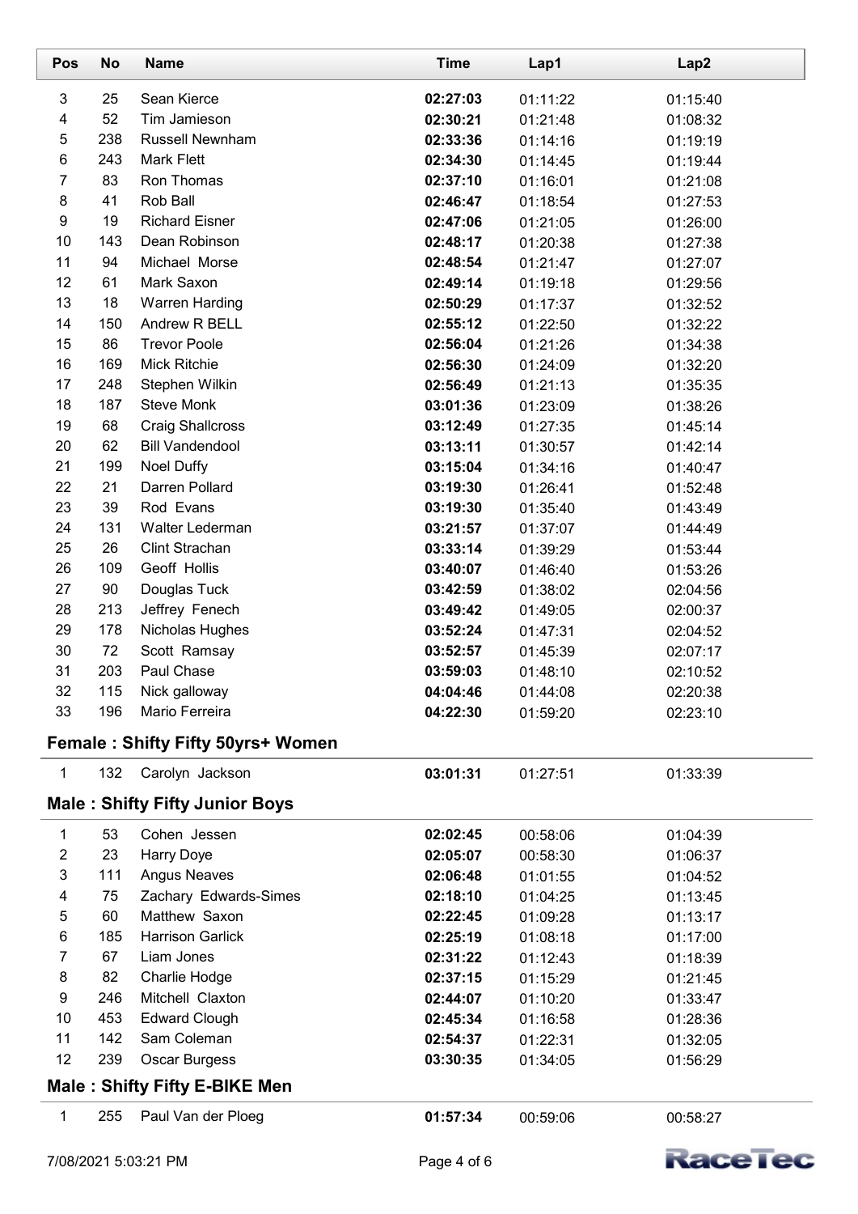| Pos | No | Name | Time | Lap1 | Lap2 |
|---|---|---|---|---|---|
| 3 | 25 | Sean Kierce | **02:27:03** | 01:11:22 | 01:15:40 |
| 4 | 52 | Tim Jamieson | **02:30:21** | 01:21:48 | 01:08:32 |
| 5 | 238 | Russell Newnham | **02:33:36** | 01:14:16 | 01:19:19 |
| 6 | 243 | Mark Flett | **02:34:30** | 01:14:45 | 01:19:44 |
| 7 | 83 | Ron Thomas | **02:37:10** | 01:16:01 | 01:21:08 |
| 8 | 41 | Rob Ball | **02:46:47** | 01:18:54 | 01:27:53 |
| 9 | 19 | Richard Eisner | **02:47:06** | 01:21:05 | 01:26:00 |
| 10 | 143 | Dean Robinson | **02:48:17** | 01:20:38 | 01:27:38 |
| 11 | 94 | Michael Morse | **02:48:54** | 01:21:47 | 01:27:07 |
| 12 | 61 | Mark Saxon | **02:49:14** | 01:19:18 | 01:29:56 |
| 13 | 18 | Warren Harding | **02:50:29** | 01:17:37 | 01:32:52 |
| 14 | 150 | Andrew R BELL | **02:55:12** | 01:22:50 | 01:32:22 |
| 15 | 86 | Trevor Poole | **02:56:04** | 01:21:26 | 01:34:38 |
| 16 | 169 | Mick Ritchie | **02:56:30** | 01:24:09 | 01:32:20 |
| 17 | 248 | Stephen Wilkin | **02:56:49** | 01:21:13 | 01:35:35 |
| 18 | 187 | Steve Monk | **03:01:36** | 01:23:09 | 01:38:26 |
| 19 | 68 | Craig Shallcross | **03:12:49** | 01:27:35 | 01:45:14 |
| 20 | 62 | Bill Vandendool | **03:13:11** | 01:30:57 | 01:42:14 |
| 21 | 199 | Noel Duffy | **03:15:04** | 01:34:16 | 01:40:47 |
| 22 | 21 | Darren Pollard | **03:19:30** | 01:26:41 | 01:52:48 |
| 23 | 39 | Rod Evans | **03:19:30** | 01:35:40 | 01:43:49 |
| 24 | 131 | Walter Lederman | **03:21:57** | 01:37:07 | 01:44:49 |
| 25 | 26 | Clint Strachan | **03:33:14** | 01:39:29 | 01:53:44 |
| 26 | 109 | Geoff Hollis | **03:40:07** | 01:46:40 | 01:53:26 |
| 27 | 90 | Douglas Tuck | **03:42:59** | 01:38:02 | 02:04:56 |
| 28 | 213 | Jeffrey Fenech | **03:49:42** | 01:49:05 | 02:00:37 |
| 29 | 178 | Nicholas Hughes | **03:52:24** | 01:47:31 | 02:04:52 |
| 30 | 72 | Scott Ramsay | **03:52:57** | 01:45:39 | 02:07:17 |
| 31 | 203 | Paul Chase | **03:59:03** | 01:48:10 | 02:10:52 |
| 32 | 115 | Nick galloway | **04:04:46** | 01:44:08 | 02:20:38 |
| 33 | 196 | Mario Ferreira | **04:22:30** | 01:59:20 | 02:23:10 |

## Female : Shifty Fifty 50yrs+ Women

| Pos | No | Name | Time | Lap1 | Lap2 |
|---|---|---|---|---|---|
| 1 | 132 | Carolyn Jackson | **03:01:31** | 01:27:51 | 01:33:39 |

## Male : Shifty Fifty Junior Boys

| Pos | No | Name | Time | Lap1 | Lap2 |
|---|---|---|---|---|---|
| 1 | 53 | Cohen Jessen | **02:02:45** | 00:58:06 | 01:04:39 |
| 2 | 23 | Harry Doye | **02:05:07** | 00:58:30 | 01:06:37 |
| 3 | 111 | Angus Neaves | **02:06:48** | 01:01:55 | 01:04:52 |
| 4 | 75 | Zachary Edwards-Simes | **02:18:10** | 01:04:25 | 01:13:45 |
| 5 | 60 | Matthew Saxon | **02:22:45** | 01:09:28 | 01:13:17 |
| 6 | 185 | Harrison Garlick | **02:25:19** | 01:08:18 | 01:17:00 |
| 7 | 67 | Liam Jones | **02:31:22** | 01:12:43 | 01:18:39 |
| 8 | 82 | Charlie Hodge | **02:37:15** | 01:15:29 | 01:21:45 |
| 9 | 246 | Mitchell Claxton | **02:44:07** | 01:10:20 | 01:33:47 |
| 10 | 453 | Edward Clough | **02:45:34** | 01:16:58 | 01:28:36 |
| 11 | 142 | Sam Coleman | **02:54:37** | 01:22:31 | 01:32:05 |
| 12 | 239 | Oscar Burgess | **03:30:35** | 01:34:05 | 01:56:29 |

## Male : Shifty Fifty E-BIKE Men

| Pos | No | Name | Time | Lap1 | Lap2 |
|---|---|---|---|---|---|
| 1 | 255 | Paul Van der Ploeg | **01:57:34** | 00:59:06 | 00:58:27 |

7/08/2021 5:03:21 PM

RaceTec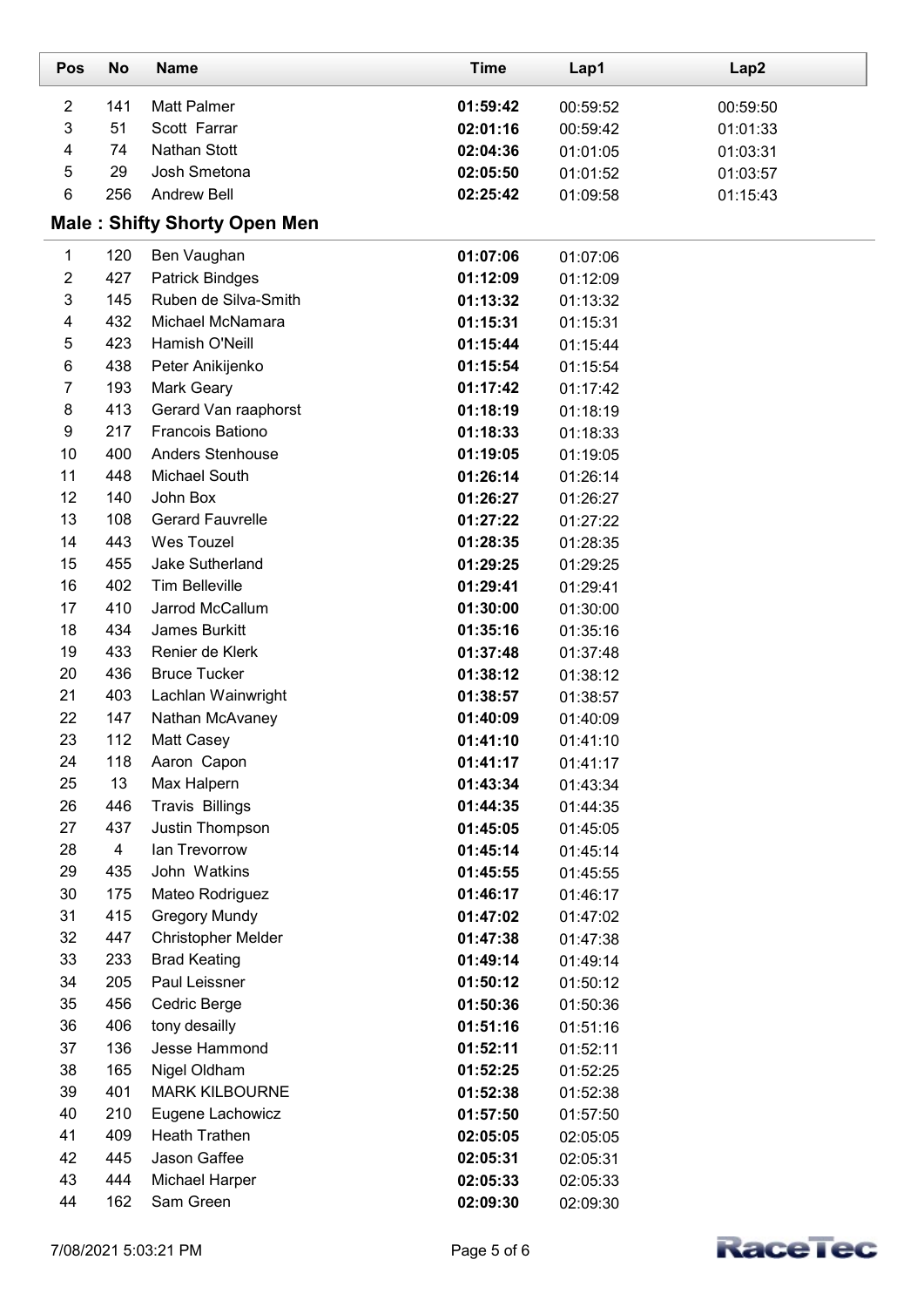| Pos | No | Name | Time | Lap1 | Lap2 |
|---|---|---|---|---|---|
| 2 | 141 | Matt Palmer | **01:59:42** | 00:59:52 | 00:59:50 |
| 3 | 51 | Scott Farrar | **02:01:16** | 00:59:42 | 01:01:33 |
| 4 | 74 | Nathan Stott | **02:04:36** | 01:01:05 | 01:03:31 |
| 5 | 29 | Josh Smetona | **02:05:50** | 01:01:52 | 01:03:57 |
| 6 | 256 | Andrew Bell | **02:25:42** | 01:09:58 | 01:15:43 |

## Male : Shifty Shorty Open Men

| Pos | No | Name | Time | Lap1 | Lap2 |
|---|---|---|---|---|---|
| 1 | 120 | Ben Vaughan | **01:07:06** | 01:07:06 | |
| 2 | 427 | Patrick Bindges | **01:12:09** | 01:12:09 | |
| 3 | 145 | Ruben de Silva-Smith | **01:13:32** | 01:13:32 | |
| 4 | 432 | Michael McNamara | **01:15:31** | 01:15:31 | |
| 5 | 423 | Hamish O'Neill | **01:15:44** | 01:15:44 | |
| 6 | 438 | Peter Anikijenko | **01:15:54** | 01:15:54 | |
| 7 | 193 | Mark Geary | **01:17:42** | 01:17:42 | |
| 8 | 413 | Gerard Van raaphorst | **01:18:19** | 01:18:19 | |
| 9 | 217 | Francois Bationo | **01:18:33** | 01:18:33 | |
| 10 | 400 | Anders Stenhouse | **01:19:05** | 01:19:05 | |
| 11 | 448 | Michael South | **01:26:14** | 01:26:14 | |
| 12 | 140 | John Box | **01:26:27** | 01:26:27 | |
| 13 | 108 | Gerard Fauvrelle | **01:27:22** | 01:27:22 | |
| 14 | 443 | Wes Touzel | **01:28:35** | 01:28:35 | |
| 15 | 455 | Jake Sutherland | **01:29:25** | 01:29:25 | |
| 16 | 402 | Tim Belleville | **01:29:41** | 01:29:41 | |
| 17 | 410 | Jarrod McCallum | **01:30:00** | 01:30:00 | |
| 18 | 434 | James Burkitt | **01:35:16** | 01:35:16 | |
| 19 | 433 | Renier de Klerk | **01:37:48** | 01:37:48 | |
| 20 | 436 | Bruce Tucker | **01:38:12** | 01:38:12 | |
| 21 | 403 | Lachlan Wainwright | **01:38:57** | 01:38:57 | |
| 22 | 147 | Nathan McAvaney | **01:40:09** | 01:40:09 | |
| 23 | 112 | Matt Casey | **01:41:10** | 01:41:10 | |
| 24 | 118 | Aaron Capon | **01:41:17** | 01:41:17 | |
| 25 | 13 | Max Halpern | **01:43:34** | 01:43:34 | |
| 26 | 446 | Travis Billings | **01:44:35** | 01:44:35 | |
| 27 | 437 | Justin Thompson | **01:45:05** | 01:45:05 | |
| 28 | 4 | Ian Trevorrow | **01:45:14** | 01:45:14 | |
| 29 | 435 | John Watkins | **01:45:55** | 01:45:55 | |
| 30 | 175 | Mateo Rodriguez | **01:46:17** | 01:46:17 | |
| 31 | 415 | Gregory Mundy | **01:47:02** | 01:47:02 | |
| 32 | 447 | Christopher Melder | **01:47:38** | 01:47:38 | |
| 33 | 233 | Brad Keating | **01:49:14** | 01:49:14 | |
| 34 | 205 | Paul Leissner | **01:50:12** | 01:50:12 | |
| 35 | 456 | Cedric Berge | **01:50:36** | 01:50:36 | |
| 36 | 406 | tony desailly | **01:51:16** | 01:51:16 | |
| 37 | 136 | Jesse Hammond | **01:52:11** | 01:52:11 | |
| 38 | 165 | Nigel Oldham | **01:52:25** | 01:52:25 | |
| 39 | 401 | MARK KILBOURNE | **01:52:38** | 01:52:38 | |
| 40 | 210 | Eugene Lachowicz | **01:57:50** | 01:57:50 | |
| 41 | 409 | Heath Trathen | **02:05:05** | 02:05:05 | |
| 42 | 445 | Jason Gaffee | **02:05:31** | 02:05:31 | |
| 43 | 444 | Michael Harper | **02:05:33** | 02:05:33 | |
| 44 | 162 | Sam Green | **02:09:30** | 02:09:30 | |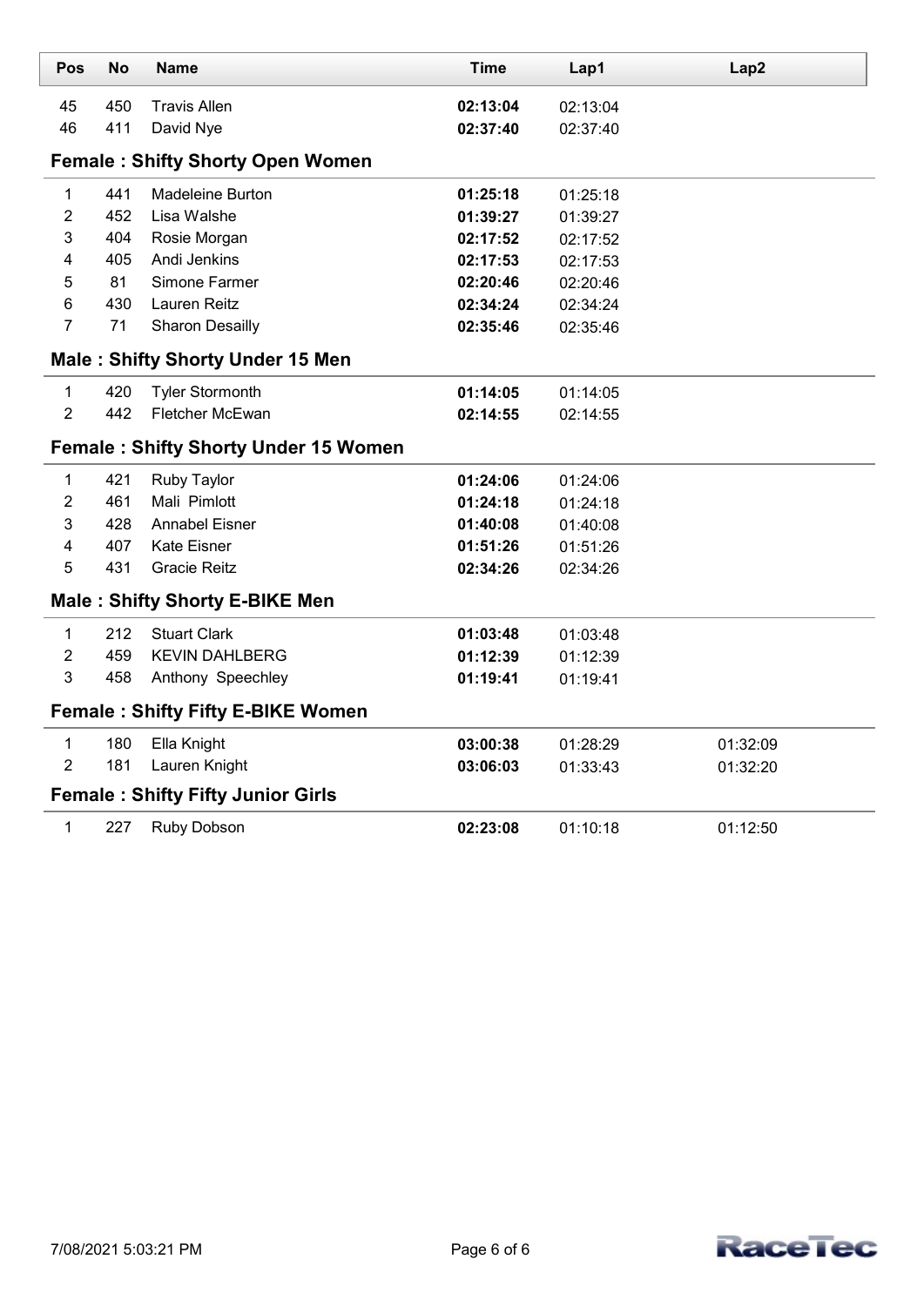| Pos | No | Name | Time | Lap1 | Lap2 |
|---|---|---|---|---|---|
| 45 | 450 | Travis Allen | **02:13:04** | 02:13:04 | |
| 46 | 411 | David Nye | **02:37:40** | 02:37:40 | |

### Female : Shifty Shorty Open Women

| Pos | No | Name | Time | Lap1 | Lap2 |
|---|---|---|---|---|---|
| 1 | 441 | Madeleine Burton | **01:25:18** | 01:25:18 | |
| 2 | 452 | Lisa Walshe | **01:39:27** | 01:39:27 | |
| 3 | 404 | Rosie Morgan | **02:17:52** | 02:17:52 | |
| 4 | 405 | Andi Jenkins | **02:17:53** | 02:17:53 | |
| 5 | 81 | Simone Farmer | **02:20:46** | 02:20:46 | |
| 6 | 430 | Lauren Reitz | **02:34:24** | 02:34:24 | |
| 7 | 71 | Sharon Desailly | **02:35:46** | 02:35:46 | |

### Male : Shifty Shorty Under 15 Men

| Pos | No | Name | Time | Lap1 | Lap2 |
|---|---|---|---|---|---|
| 1 | 420 | Tyler Stormonth | **01:14:05** | 01:14:05 | |
| 2 | 442 | Fletcher McEwan | **02:14:55** | 02:14:55 | |

### Female : Shifty Shorty Under 15 Women

| Pos | No | Name | Time | Lap1 | Lap2 |
|---|---|---|---|---|---|
| 1 | 421 | Ruby Taylor | **01:24:06** | 01:24:06 | |
| 2 | 461 | Mali Pimlott | **01:24:18** | 01:24:18 | |
| 3 | 428 | Annabel Eisner | **01:40:08** | 01:40:08 | |
| 4 | 407 | Kate Eisner | **01:51:26** | 01:51:26 | |
| 5 | 431 | Gracie Reitz | **02:34:26** | 02:34:26 | |

### Male : Shifty Shorty E-BIKE Men

| Pos | No | Name | Time | Lap1 | Lap2 |
|---|---|---|---|---|---|
| 1 | 212 | Stuart Clark | **01:03:48** | 01:03:48 | |
| 2 | 459 | KEVIN DAHLBERG | **01:12:39** | 01:12:39 | |
| 3 | 458 | Anthony Speechley | **01:19:41** | 01:19:41 | |

### Female : Shifty Fifty E-BIKE Women

| Pos | No | Name | Time | Lap1 | Lap2 |
|---|---|---|---|---|---|
| 1 | 180 | Ella Knight | **03:00:38** | 01:28:29 | 01:32:09 |
| 2 | 181 | Lauren Knight | **03:06:03** | 01:33:43 | 01:32:20 |

### Female : Shifty Fifty Junior Girls

| Pos | No | Name | Time | Lap1 | Lap2 |
|---|---|---|---|---|---|
| 1 | 227 | Ruby Dobson | **02:23:08** | 01:10:18 | 01:12:50 |

7/08/2021 5:03:21 PM